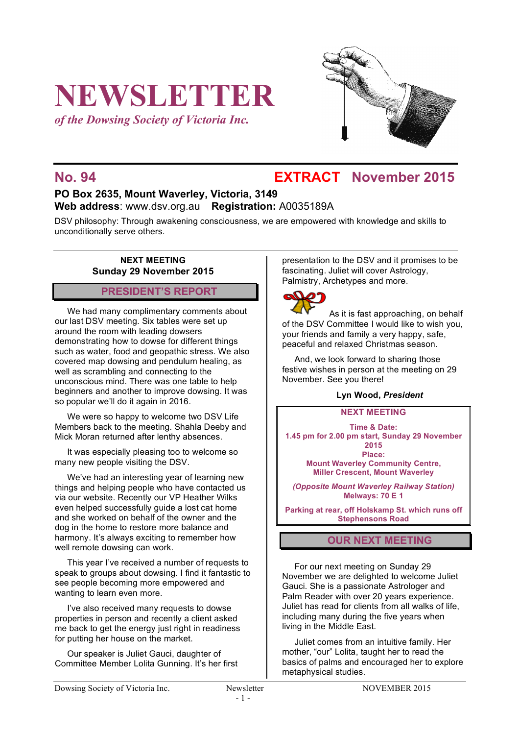# NEWSLETTER

*of the Dowsing Society of Victoria Inc.*

## No. 94 EXTRACT November 2015

**PO Box 2635, Mount Waverley, Victoria, 3149**
**Web address**: www.dsv.org.au **Registration:** A0035189A

DSV philosophy: Through awakening consciousness, we are empowered with knowledge and skills to unconditionally serve others.

**NEXT MEETING**
**Sunday 29 November 2015**

## PRESIDENT'S REPORT

We had many complimentary comments about our last DSV meeting. Six tables were set up around the room with leading dowsers demonstrating how to dowse for different things such as water, food and geopathic stress. We also covered map dowsing and pendulum healing, as well as scrambling and connecting to the unconscious mind. There was one table to help beginners and another to improve dowsing. It was so popular we'll do it again in 2016.

We were so happy to welcome two DSV Life Members back to the meeting. Shahla Deeby and Mick Moran returned after lenthy absences.

It was especially pleasing too to welcome so many new people visiting the DSV.

We've had an interesting year of learning new things and helping people who have contacted us via our website. Recently our VP Heather Wilks even helped successfully guide a lost cat home and she worked on behalf of the owner and the dog in the home to restore more balance and harmony. It's always exciting to remember how well remote dowsing can work.

This year I've received a number of requests to speak to groups about dowsing. I find it fantastic to see people becoming more empowered and wanting to learn even more.

I've also received many requests to dowse properties in person and recently a client asked me back to get the energy just right in readiness for putting her house on the market.

Our speaker is Juliet Gauci, daughter of Committee Member Lolita Gunning. It's her first presentation to the DSV and it promises to be fascinating. Juliet will cover Astrology, Palmistry, Archetypes and more.

As it is fast approaching, on behalf of the DSV Committee I would like to wish you, your friends and family a very happy, safe, peaceful and relaxed Christmas season.

And, we look forward to sharing those festive wishes in person at the meeting on 29 November. See you there!

**Lyn Wood, *President***

**NEXT MEETING**

**Time & Date:**
**1.45 pm for 2.00 pm start, Sunday 29 November 2015**
**Place:**
**Mount Waverley Community Centre, Miller Crescent, Mount Waverley**

***(Opposite Mount Waverley Railway Station)***
**Melways: 70 E 1**

**Parking at rear, off Holskamp St. which runs off Stephensons Road**

## OUR NEXT MEETING

For our next meeting on Sunday 29 November we are delighted to welcome Juliet Gauci. She is a passionate Astrologer and Palm Reader with over 20 years experience. Juliet has read for clients from all walks of life, including many during the five years when living in the Middle East.

Juliet comes from an intuitive family. Her mother, "our" Lolita, taught her to read the basics of palms and encouraged her to explore metaphysical studies.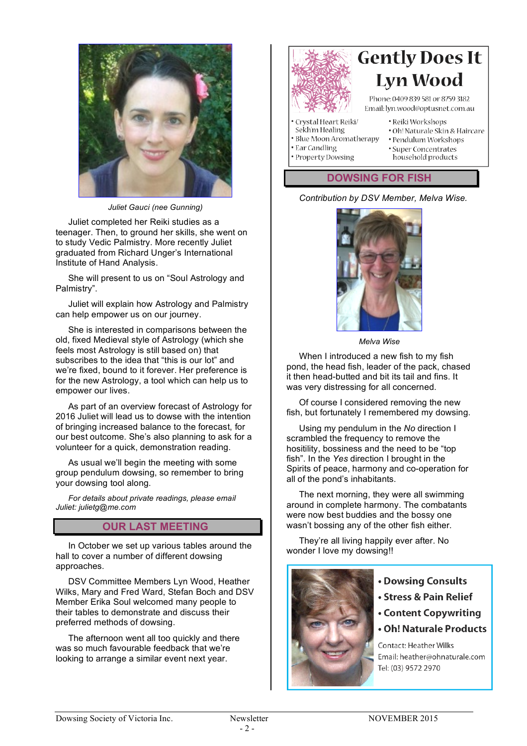Juliet Gauci (nee Gunning)

Juliet completed her Reiki studies as a teenager. Then, to ground her skills, she went on to study Vedic Palmistry. More recently Juliet graduated from Richard Unger's International Institute of Hand Analysis.

She will present to us on "Soul Astrology and Palmistry".

Juliet will explain how Astrology and Palmistry can help empower us on our journey.

She is interested in comparisons between the old, fixed Medieval style of Astrology (which she feels most Astrology is still based on) that subscribes to the idea that "this is our lot" and we're fixed, bound to it forever. Her preference is for the new Astrology, a tool which can help us to empower our lives.

As part of an overview forecast of Astrology for 2016 Juliet will lead us to dowse with the intention of bringing increased balance to the forecast, for our best outcome. She's also planning to ask for a volunteer for a quick, demonstration reading.

As usual we'll begin the meeting with some group pendulum dowsing, so remember to bring your dowsing tool along.

*For details about private readings, please email Juliet: julietg@me.com*

## OUR LAST MEETING

In October we set up various tables around the hall to cover a number of different dowsing approaches.

DSV Committee Members Lyn Wood, Heather Wilks, Mary and Fred Ward, Stefan Boch and DSV Member Erika Soul welcomed many people to their tables to demonstrate and discuss their preferred methods of dowsing.

The afternoon went all too quickly and there was so much favourable feedback that we're looking to arrange a similar event next year.

# Gently Does It
# Lyn Wood

Phone: 0409 839 581 or 8759 3182
Email: lyn.wood@optusnet.com.au

- Crystal Heart Reiki/ Sekh'm Healing
- Blue Moon Aromatherapy
- Ear Candling
- Property Dowsing
- Reiki Workshops
- Oh! Naturale Skin & Haircare
- Pendulum Workshops
- Super Concentrates household products

## DOWSING FOR FISH

*Contribution by DSV Member, Melva Wise.*

*Melva Wise*

When I introduced a new fish to my fish pond, the head fish, leader of the pack, chased it then head-butted and bit its tail and fins. It was very distressing for all concerned.

Of course I considered removing the new fish, but fortunately I remembered my dowsing.

Using my pendulum in the *No* direction I scrambled the frequency to remove the hositility, bossiness and the need to be "top fish". In the *Yes* direction I brought in the Spirits of peace, harmony and co-operation for all of the pond's inhabitants.

The next morning, they were all swimming around in complete harmony. The combatants were now best buddies and the bossy one wasn't bossing any of the other fish either.

They're all living happily ever after. No wonder I love my dowsing!!

- **Dowsing Consults**
- **Stress & Pain Relief**
- **Content Copywriting**
- **Oh! Naturale Products**

Contact: Heather Wilks
Email: heather@ohnaturale.com
Tel: (03) 9572 2970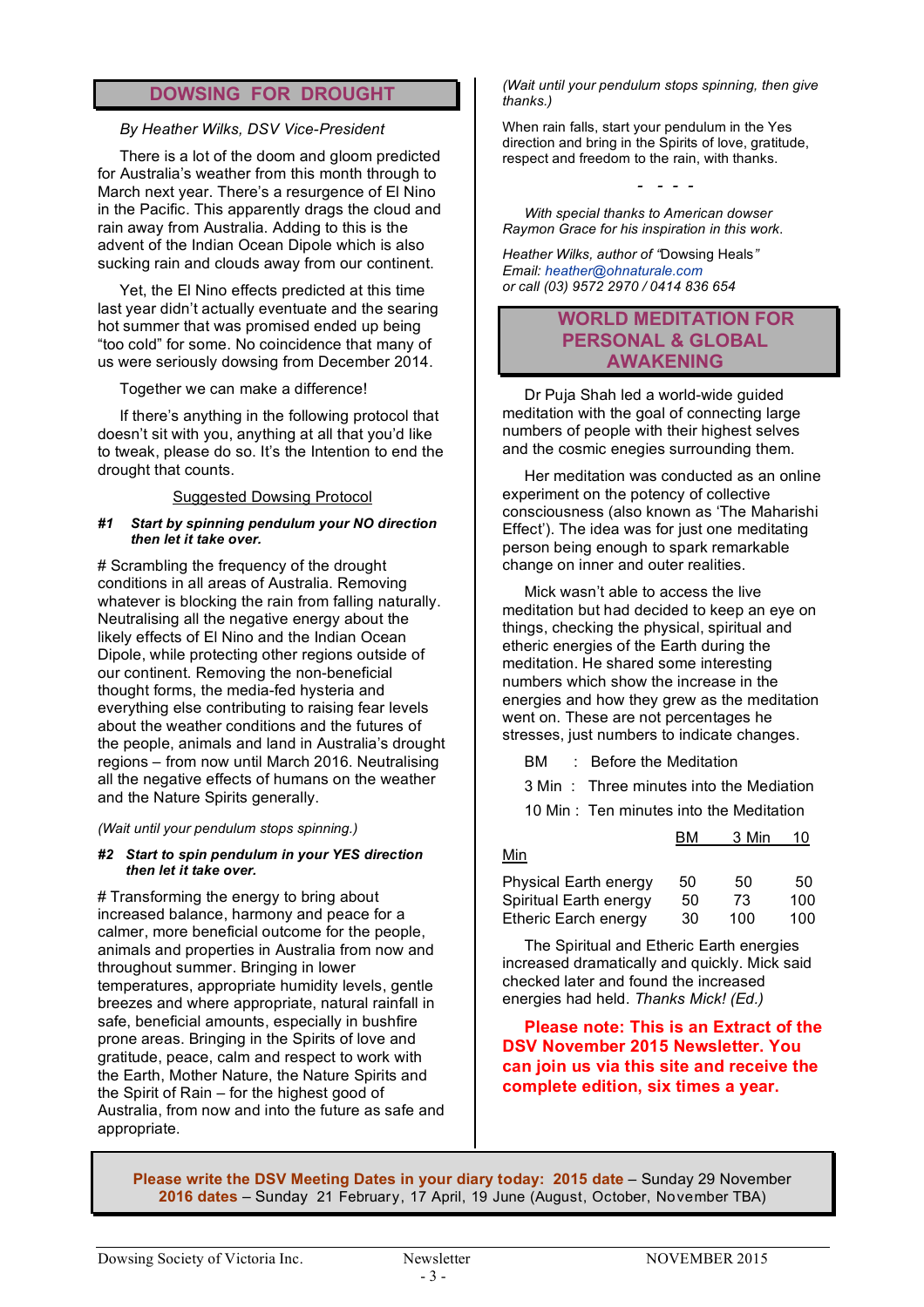## DOWSING FOR DROUGHT

*By Heather Wilks, DSV Vice-President*

There is a lot of the doom and gloom predicted for Australia's weather from this month through to March next year. There's a resurgence of El Nino in the Pacific. This apparently drags the cloud and rain away from Australia. Adding to this is the advent of the Indian Ocean Dipole which is also sucking rain and clouds away from our continent.

Yet, the El Nino effects predicted at this time last year didn't actually eventuate and the searing hot summer that was promised ended up being "too cold" for some. No coincidence that many of us were seriously dowsing from December 2014.

Together we can make a difference!

If there's anything in the following protocol that doesn't sit with you, anything at all that you'd like to tweak, please do so. It's the Intention to end the drought that counts.

Suggested Dowsing Protocol

***#1 Start by spinning pendulum your NO direction then let it take over.***

# Scrambling the frequency of the drought conditions in all areas of Australia. Removing whatever is blocking the rain from falling naturally. Neutralising all the negative energy about the likely effects of El Nino and the Indian Ocean Dipole, while protecting other regions outside of our continent. Removing the non-beneficial thought forms, the media-fed hysteria and everything else contributing to raising fear levels about the weather conditions and the futures of the people, animals and land in Australia's drought regions – from now until March 2016. Neutralising all the negative effects of humans on the weather and the Nature Spirits generally.

*(Wait until your pendulum stops spinning.)*

***#2 Start to spin pendulum in your YES direction then let it take over.***

# Transforming the energy to bring about increased balance, harmony and peace for a calmer, more beneficial outcome for the people, animals and properties in Australia from now and throughout summer. Bringing in lower temperatures, appropriate humidity levels, gentle breezes and where appropriate, natural rainfall in safe, beneficial amounts, especially in bushfire prone areas. Bringing in the Spirits of love and gratitude, peace, calm and respect to work with the Earth, Mother Nature, the Nature Spirits and the Spirit of Rain – for the highest good of Australia, from now and into the future as safe and appropriate.

*(Wait until your pendulum stops spinning, then give thanks.)*

When rain falls, start your pendulum in the Yes direction and bring in the Spirits of love, gratitude, respect and freedom to the rain, with thanks.

\- - - -

*With special thanks to American dowser Raymon Grace for his inspiration in this work.*

*Heather Wilks, author of "*Dowsing Heals*"*
*Email: heather@ohnaturale.com*
*or call (03) 9572 2970 / 0414 836 654*

## WORLD MEDITATION FOR PERSONAL & GLOBAL AWAKENING

Dr Puja Shah led a world-wide guided meditation with the goal of connecting large numbers of people with their highest selves and the cosmic enegies surrounding them.

Her meditation was conducted as an online experiment on the potency of collective consciousness (also known as 'The Maharishi Effect'). The idea was for just one meditating person being enough to spark remarkable change on inner and outer realities.

Mick wasn't able to access the live meditation but had decided to keep an eye on things, checking the physical, spiritual and etheric energies of the Earth during the meditation. He shared some interesting numbers which show the increase in the energies and how they grew as the meditation went on. These are not percentages he stresses, just numbers to indicate changes.

BM : Before the Meditation

3 Min : Three minutes into the Mediation

10 Min : Ten minutes into the Meditation

| | BM | 3 Min | 10 Min |
|---|---|---|---|
| Physical Earth energy | 50 | 50 | 50 |
| Spiritual Earth energy | 50 | 73 | 100 |
| Etheric Earch energy | 30 | 100 | 100 |

The Spiritual and Etheric Earth energies increased dramatically and quickly. Mick said checked later and found the increased energies had held. *Thanks Mick! (Ed.)*

**Please note: This is an Extract of the DSV November 2015 Newsletter. You can join us via this site and receive the complete edition, six times a year.**

**Please write the DSV Meeting Dates in your diary today: 2015 date** – Sunday 29 November
**2016 dates** – Sunday 21 February, 17 April, 19 June (August, October, November TBA)